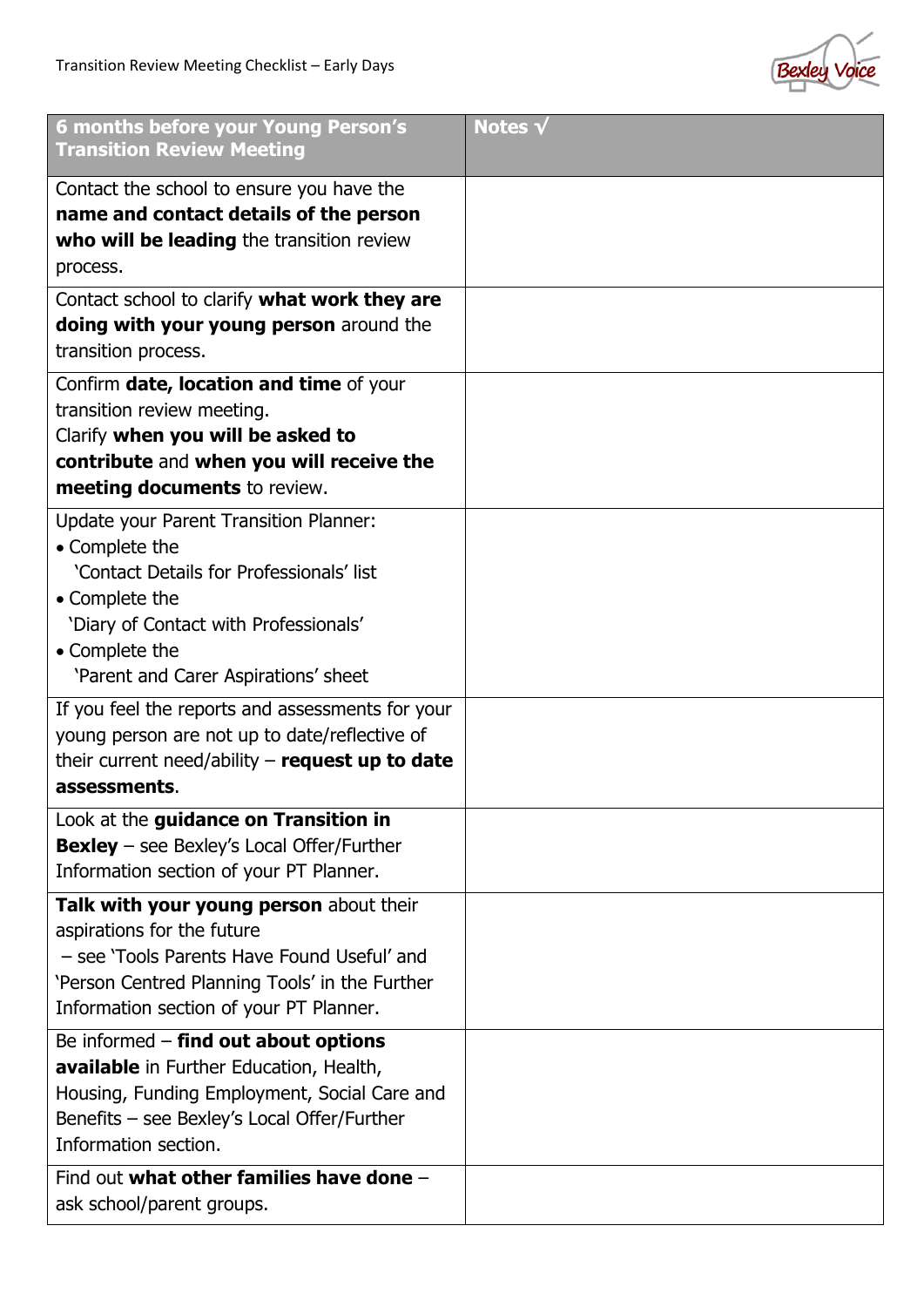| 6 months before your Young Person's Transition Review Meeting | Notes √ |
|---|---|
| Contact the school to ensure you have the **name and contact details of the person who will be leading** the transition review process. | |
| Contact school to clarify **what work they are doing with your young person** around the transition process. | |
| Confirm **date, location and time** of your transition review meeting.<br>Clarify **when you will be asked to contribute** and **when you will receive the meeting documents** to review. | |
| Update your Parent Transition Planner:<br>• Complete the 'Contact Details for Professionals' list<br>• Complete the 'Diary of Contact with Professionals'<br>• Complete the 'Parent and Carer Aspirations' sheet | |
| If you feel the reports and assessments for your young person are not up to date/reflective of their current need/ability – **request up to date assessments**. | |
| Look at the **guidance on Transition in Bexley** – see Bexley's Local Offer/Further Information section of your PT Planner. | |
| **Talk with your young person** about their aspirations for the future – see 'Tools Parents Have Found Useful' and 'Person Centred Planning Tools' in the Further Information section of your PT Planner. | |
| Be informed – **find out about options available** in Further Education, Health, Housing, Funding Employment, Social Care and Benefits – see Bexley's Local Offer/Further Information section. | |
| Find out **what other families have done** – ask school/parent groups. | |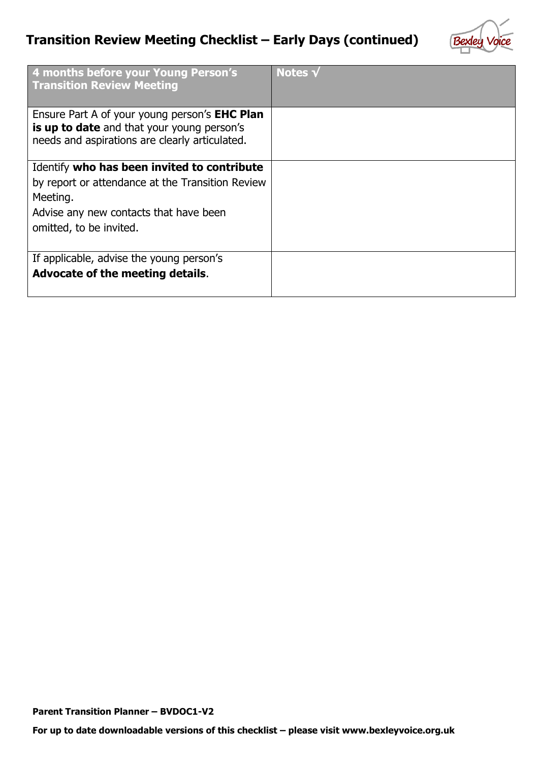# Transition Review Meeting Checklist – Early Days (continued)

| 4 months before your Young Person's Transition Review Meeting | Notes √ |
| --- | --- |
| Ensure Part A of your young person's **EHC Plan is up to date** and that your young person's needs and aspirations are clearly articulated. | |
| Identify **who has been invited to contribute** by report or attendance at the Transition Review Meeting. Advise any new contacts that have been omitted, to be invited. | |
| If applicable, advise the young person's **Advocate of the meeting details**. | |

**Parent Transition Planner – BVDOC1-V2**

**For up to date downloadable versions of this checklist – please visit www.bexleyvoice.org.uk**